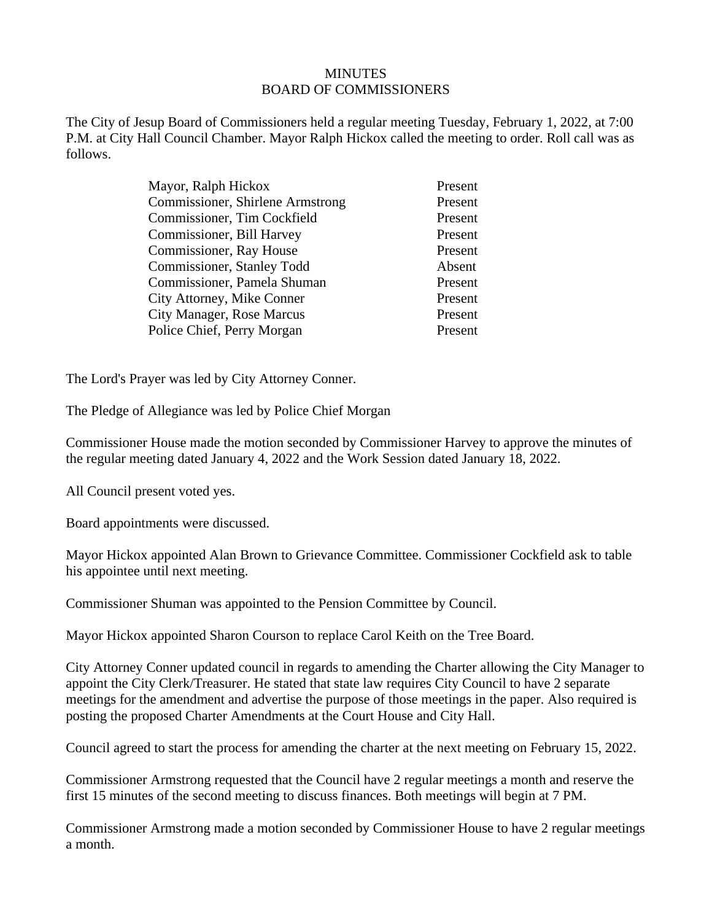MINUTES
BOARD OF COMMISSIONERS

The City of Jesup Board of Commissioners held a regular meeting Tuesday, February 1, 2022, at 7:00 P.M. at City Hall Council Chamber. Mayor Ralph Hickox called the meeting to order. Roll call was as follows.

| | |
|---|---|
| Mayor, Ralph Hickox | Present |
| Commissioner, Shirlene Armstrong | Present |
| Commissioner, Tim Cockfield | Present |
| Commissioner, Bill Harvey | Present |
| Commissioner, Ray House | Present |
| Commissioner, Stanley Todd | Absent |
| Commissioner, Pamela Shuman | Present |
| City Attorney, Mike Conner | Present |
| City Manager, Rose Marcus | Present |
| Police Chief, Perry Morgan | Present |

The Lord's Prayer was led by City Attorney Conner.

The Pledge of Allegiance was led by Police Chief Morgan

Commissioner House made the motion seconded by Commissioner Harvey to approve the minutes of the regular meeting dated January 4, 2022 and the Work Session dated January 18, 2022.

All Council present voted yes.

Board appointments were discussed.

Mayor Hickox appointed Alan Brown to Grievance Committee. Commissioner Cockfield ask to table his appointee until next meeting.

Commissioner Shuman was appointed to the Pension Committee by Council.

Mayor Hickox appointed Sharon Courson to replace Carol Keith on the Tree Board.

City Attorney Conner updated council in regards to amending the Charter allowing the City Manager to appoint the City Clerk/Treasurer. He stated that state law requires City Council to have 2 separate meetings for the amendment and advertise the purpose of those meetings in the paper. Also required is posting the proposed Charter Amendments at the Court House and City Hall.

Council agreed to start the process for amending the charter at the next meeting on February 15, 2022.

Commissioner Armstrong requested that the Council have 2 regular meetings a month and reserve the first 15 minutes of the second meeting to discuss finances. Both meetings will begin at 7 PM.

Commissioner Armstrong made a motion seconded by Commissioner House to have 2 regular meetings a month.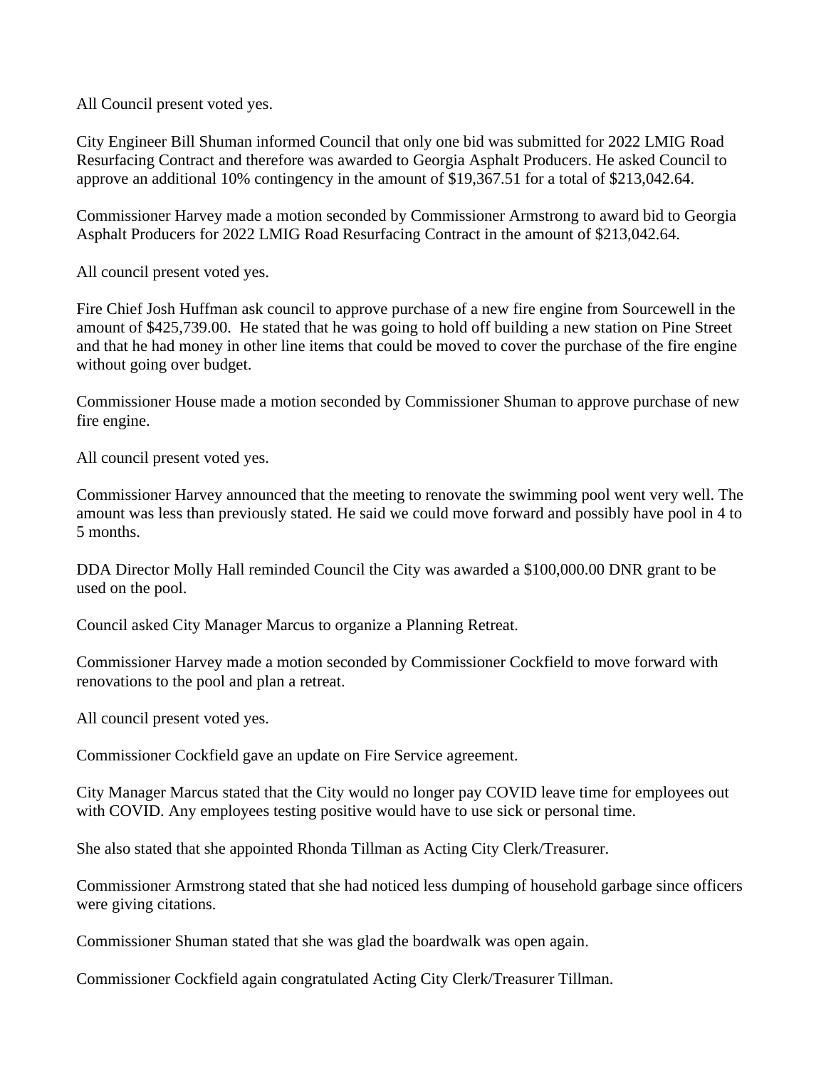All Council present voted yes.

City Engineer Bill Shuman informed Council that only one bid was submitted for 2022 LMIG Road Resurfacing Contract and therefore was awarded to Georgia Asphalt Producers. He asked Council to approve an additional 10% contingency in the amount of $19,367.51 for a total of $213,042.64.

Commissioner Harvey made a motion seconded by Commissioner Armstrong to award bid to Georgia Asphalt Producers for 2022 LMIG Road Resurfacing Contract in the amount of $213,042.64.

All council present voted yes.

Fire Chief Josh Huffman ask council to approve purchase of a new fire engine from Sourcewell in the amount of $425,739.00. He stated that he was going to hold off building a new station on Pine Street and that he had money in other line items that could be moved to cover the purchase of the fire engine without going over budget.

Commissioner House made a motion seconded by Commissioner Shuman to approve purchase of new fire engine.

All council present voted yes.

Commissioner Harvey announced that the meeting to renovate the swimming pool went very well. The amount was less than previously stated. He said we could move forward and possibly have pool in 4 to 5 months.

DDA Director Molly Hall reminded Council the City was awarded a $100,000.00 DNR grant to be used on the pool.

Council asked City Manager Marcus to organize a Planning Retreat.

Commissioner Harvey made a motion seconded by Commissioner Cockfield to move forward with renovations to the pool and plan a retreat.

All council present voted yes.

Commissioner Cockfield gave an update on Fire Service agreement.

City Manager Marcus stated that the City would no longer pay COVID leave time for employees out with COVID. Any employees testing positive would have to use sick or personal time.

She also stated that she appointed Rhonda Tillman as Acting City Clerk/Treasurer.

Commissioner Armstrong stated that she had noticed less dumping of household garbage since officers were giving citations.

Commissioner Shuman stated that she was glad the boardwalk was open again.

Commissioner Cockfield again congratulated Acting City Clerk/Treasurer Tillman.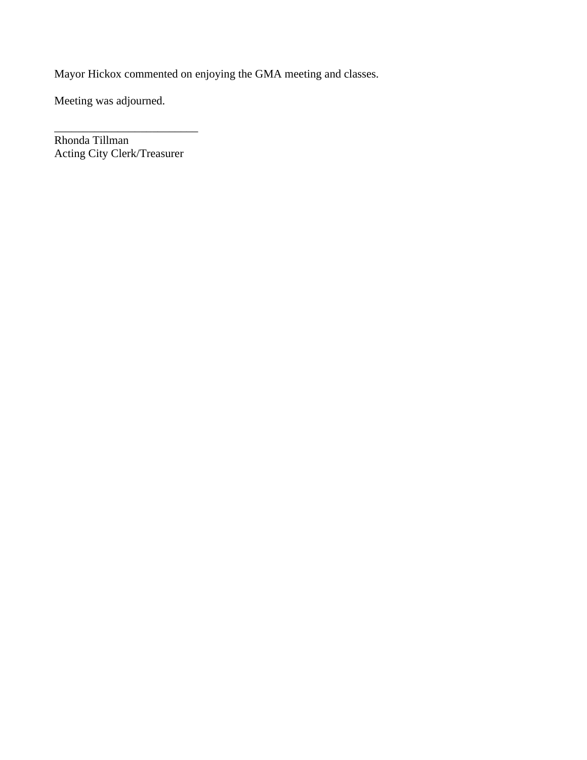Mayor Hickox commented on enjoying the GMA meeting and classes.

Meeting was adjourned.

__________________________
Rhonda Tillman
Acting City Clerk/Treasurer